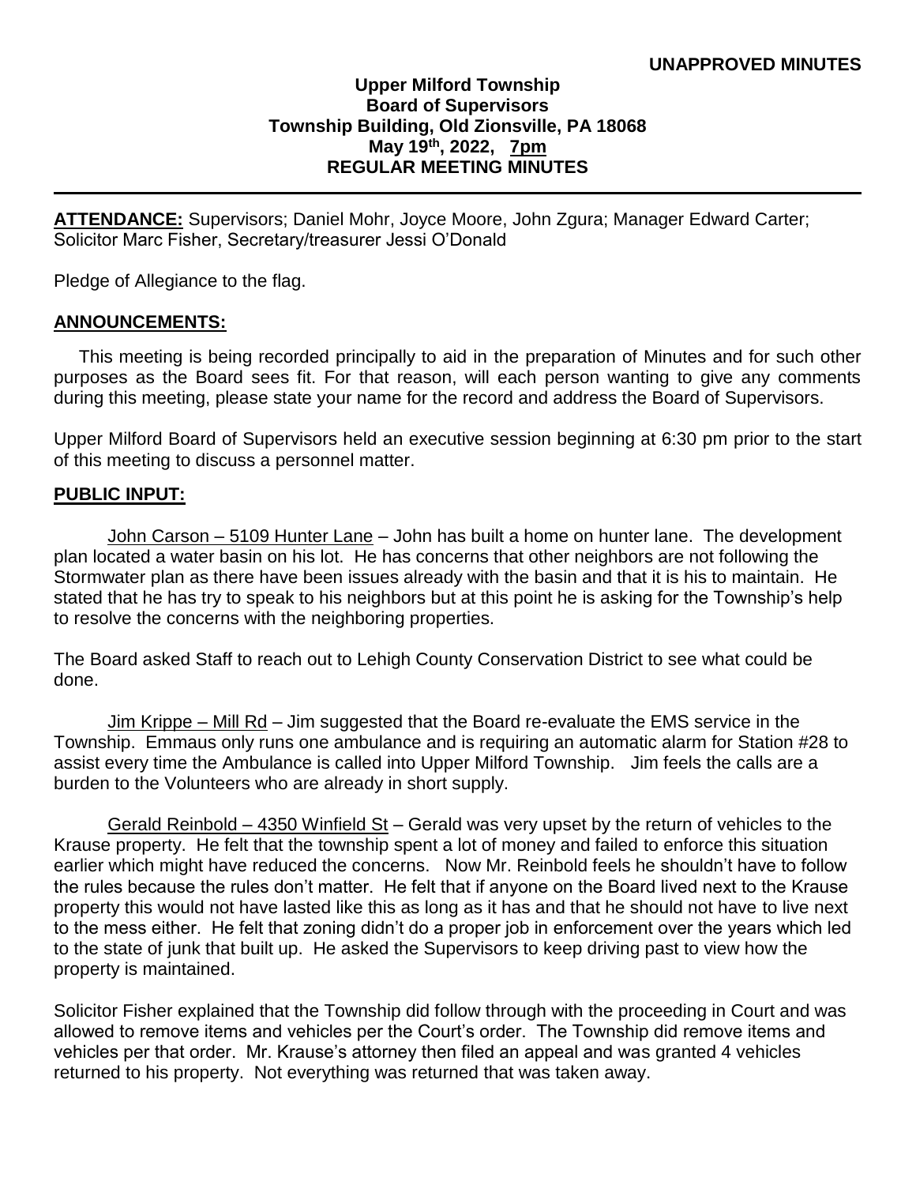**UNAPPROVED MINUTES**

**Upper Milford Township**
**Board of Supervisors**
**Township Building, Old Zionsville, PA 18068**
**May 19th, 2022, 7pm**
**REGULAR MEETING MINUTES**

---

**ATTENDANCE:** Supervisors; Daniel Mohr, Joyce Moore, John Zgura; Manager Edward Carter; Solicitor Marc Fisher, Secretary/treasurer Jessi O'Donald

Pledge of Allegiance to the flag.

## ANNOUNCEMENTS:

This meeting is being recorded principally to aid in the preparation of Minutes and for such other purposes as the Board sees fit. For that reason, will each person wanting to give any comments during this meeting, please state your name for the record and address the Board of Supervisors.

Upper Milford Board of Supervisors held an executive session beginning at 6:30 pm prior to the start of this meeting to discuss a personnel matter.

## PUBLIC INPUT:

John Carson – 5109 Hunter Lane – John has built a home on hunter lane. The development plan located a water basin on his lot. He has concerns that other neighbors are not following the Stormwater plan as there have been issues already with the basin and that it is his to maintain. He stated that he has try to speak to his neighbors but at this point he is asking for the Township's help to resolve the concerns with the neighboring properties.

The Board asked Staff to reach out to Lehigh County Conservation District to see what could be done.

Jim Krippe – Mill Rd – Jim suggested that the Board re-evaluate the EMS service in the Township. Emmaus only runs one ambulance and is requiring an automatic alarm for Station #28 to assist every time the Ambulance is called into Upper Milford Township. Jim feels the calls are a burden to the Volunteers who are already in short supply.

Gerald Reinbold – 4350 Winfield St – Gerald was very upset by the return of vehicles to the Krause property. He felt that the township spent a lot of money and failed to enforce this situation earlier which might have reduced the concerns. Now Mr. Reinbold feels he shouldn't have to follow the rules because the rules don't matter. He felt that if anyone on the Board lived next to the Krause property this would not have lasted like this as long as it has and that he should not have to live next to the mess either. He felt that zoning didn't do a proper job in enforcement over the years which led to the state of junk that built up. He asked the Supervisors to keep driving past to view how the property is maintained.

Solicitor Fisher explained that the Township did follow through with the proceeding in Court and was allowed to remove items and vehicles per the Court's order. The Township did remove items and vehicles per that order. Mr. Krause's attorney then filed an appeal and was granted 4 vehicles returned to his property. Not everything was returned that was taken away.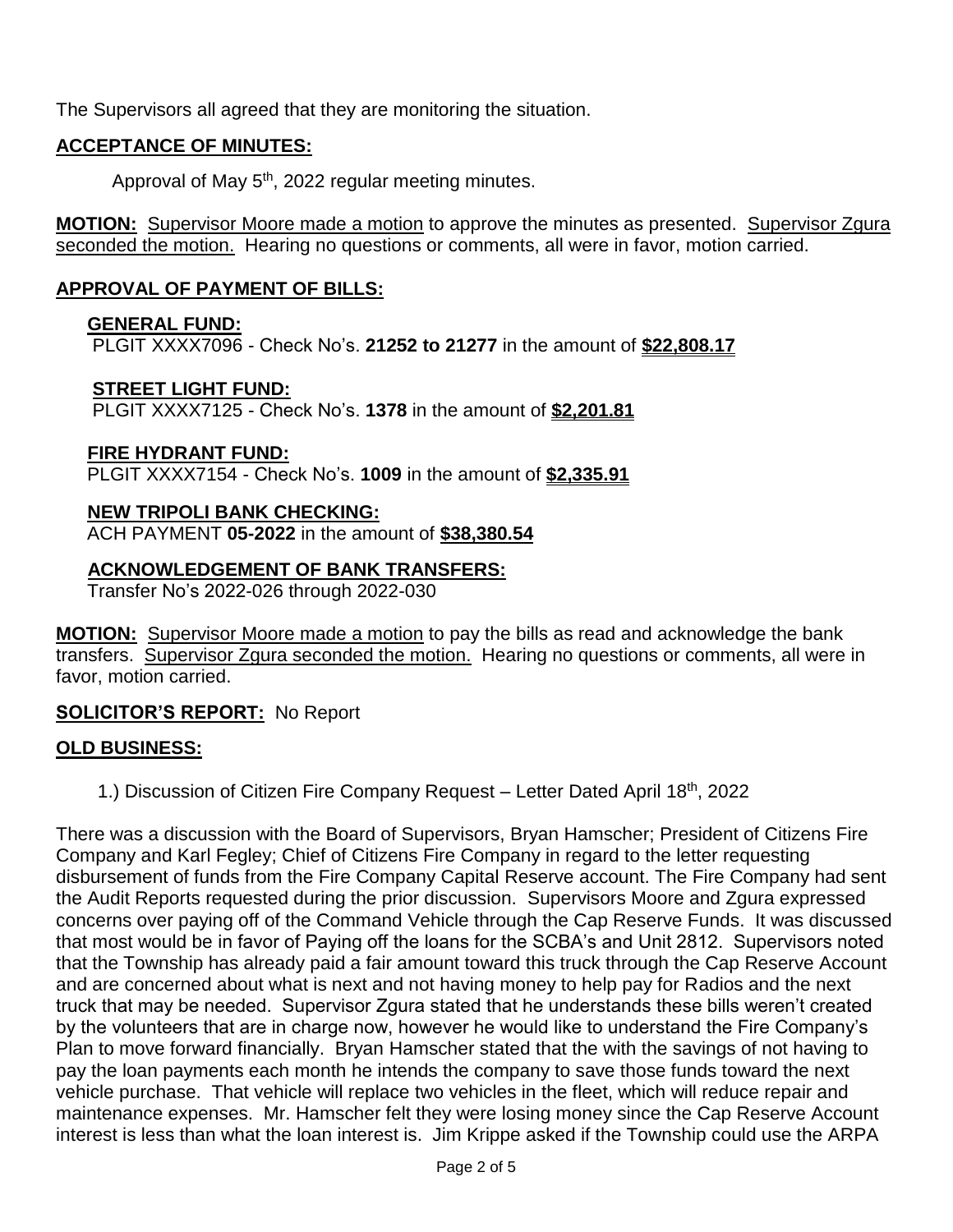The Supervisors all agreed that they are monitoring the situation.

## ACCEPTANCE OF MINUTES:

Approval of May 5th, 2022 regular meeting minutes.

**MOTION:** Supervisor Moore made a motion to approve the minutes as presented. Supervisor Zgura seconded the motion. Hearing no questions or comments, all were in favor, motion carried.

## APPROVAL OF PAYMENT OF BILLS:

**GENERAL FUND:**
PLGIT XXXX7096 - Check No's. **21252 to 21277** in the amount of **$22,808.17**

**STREET LIGHT FUND:**
PLGIT XXXX7125 - Check No's. **1378** in the amount of **$2,201.81**

**FIRE HYDRANT FUND:**
PLGIT XXXX7154 - Check No's. **1009** in the amount of **$2,335.91**

**NEW TRIPOLI BANK CHECKING:**
ACH PAYMENT **05-2022** in the amount of **$38,380.54**

**ACKNOWLEDGEMENT OF BANK TRANSFERS:**
Transfer No's 2022-026 through 2022-030

**MOTION:** Supervisor Moore made a motion to pay the bills as read and acknowledge the bank transfers. Supervisor Zgura seconded the motion. Hearing no questions or comments, all were in favor, motion carried.

**SOLICITOR'S REPORT:** No Report

## OLD BUSINESS:

1.) Discussion of Citizen Fire Company Request – Letter Dated April 18th, 2022

There was a discussion with the Board of Supervisors, Bryan Hamscher; President of Citizens Fire Company and Karl Fegley; Chief of Citizens Fire Company in regard to the letter requesting disbursement of funds from the Fire Company Capital Reserve account. The Fire Company had sent the Audit Reports requested during the prior discussion. Supervisors Moore and Zgura expressed concerns over paying off of the Command Vehicle through the Cap Reserve Funds. It was discussed that most would be in favor of Paying off the loans for the SCBA's and Unit 2812. Supervisors noted that the Township has already paid a fair amount toward this truck through the Cap Reserve Account and are concerned about what is next and not having money to help pay for Radios and the next truck that may be needed. Supervisor Zgura stated that he understands these bills weren't created by the volunteers that are in charge now, however he would like to understand the Fire Company's Plan to move forward financially. Bryan Hamscher stated that the with the savings of not having to pay the loan payments each month he intends the company to save those funds toward the next vehicle purchase. That vehicle will replace two vehicles in the fleet, which will reduce repair and maintenance expenses. Mr. Hamscher felt they were losing money since the Cap Reserve Account interest is less than what the loan interest is. Jim Krippe asked if the Township could use the ARPA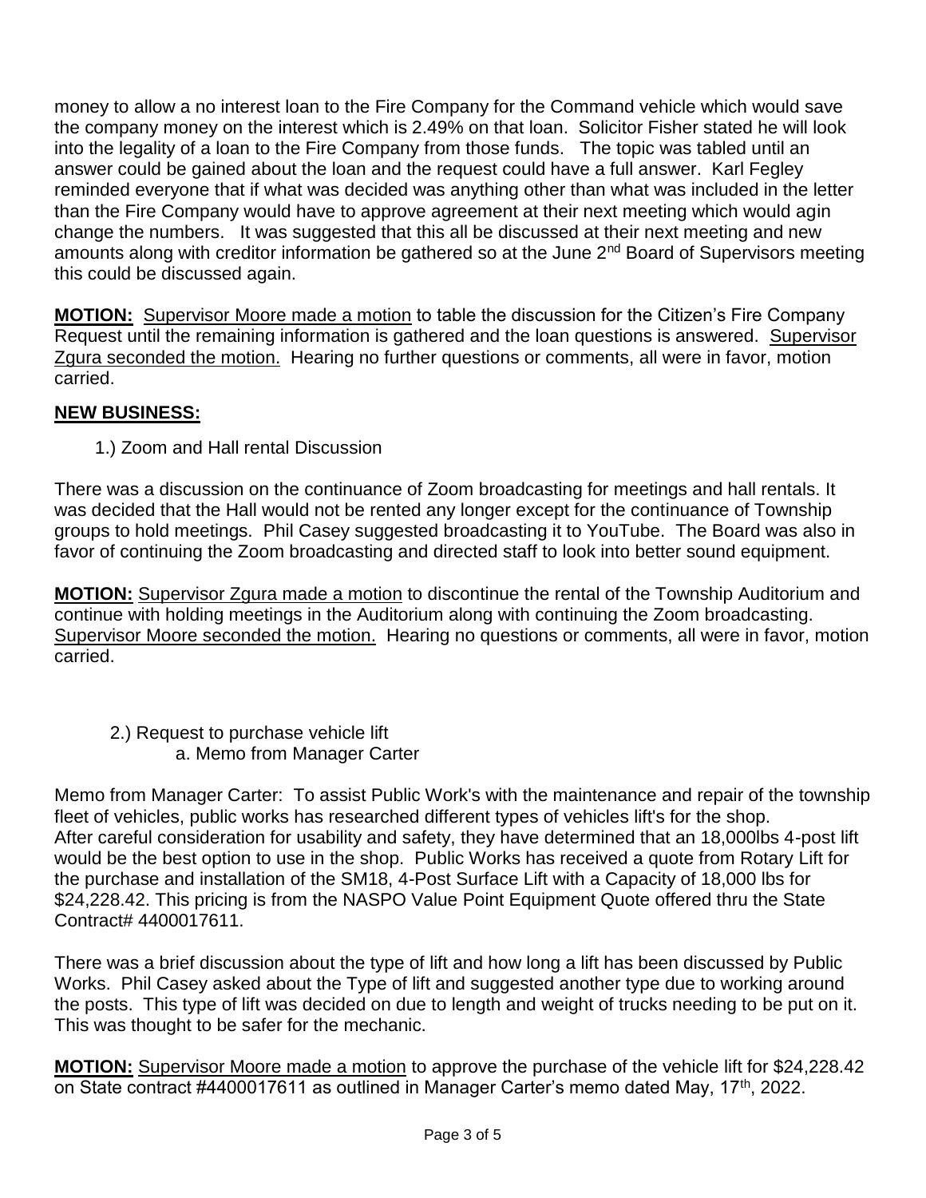money to allow a no interest loan to the Fire Company for the Command vehicle which would save the company money on the interest which is 2.49% on that loan. Solicitor Fisher stated he will look into the legality of a loan to the Fire Company from those funds. The topic was tabled until an answer could be gained about the loan and the request could have a full answer. Karl Fegley reminded everyone that if what was decided was anything other than what was included in the letter than the Fire Company would have to approve agreement at their next meeting which would agin change the numbers. It was suggested that this all be discussed at their next meeting and new amounts along with creditor information be gathered so at the June 2nd Board of Supervisors meeting this could be discussed again.

**MOTION:** Supervisor Moore made a motion to table the discussion for the Citizen's Fire Company Request until the remaining information is gathered and the loan questions is answered. Supervisor Zgura seconded the motion. Hearing no further questions or comments, all were in favor, motion carried.

## NEW BUSINESS:

1.) Zoom and Hall rental Discussion

There was a discussion on the continuance of Zoom broadcasting for meetings and hall rentals. It was decided that the Hall would not be rented any longer except for the continuance of Township groups to hold meetings. Phil Casey suggested broadcasting it to YouTube. The Board was also in favor of continuing the Zoom broadcasting and directed staff to look into better sound equipment.

**MOTION:** Supervisor Zgura made a motion to discontinue the rental of the Township Auditorium and continue with holding meetings in the Auditorium along with continuing the Zoom broadcasting. Supervisor Moore seconded the motion. Hearing no questions or comments, all were in favor, motion carried.

2.) Request to purchase vehicle lift
   a. Memo from Manager Carter

Memo from Manager Carter: To assist Public Work's with the maintenance and repair of the township fleet of vehicles, public works has researched different types of vehicles lift's for the shop. After careful consideration for usability and safety, they have determined that an 18,000lbs 4-post lift would be the best option to use in the shop. Public Works has received a quote from Rotary Lift for the purchase and installation of the SM18, 4-Post Surface Lift with a Capacity of 18,000 lbs for $24,228.42. This pricing is from the NASPO Value Point Equipment Quote offered thru the State Contract# 4400017611.

There was a brief discussion about the type of lift and how long a lift has been discussed by Public Works. Phil Casey asked about the Type of lift and suggested another type due to working around the posts. This type of lift was decided on due to length and weight of trucks needing to be put on it. This was thought to be safer for the mechanic.

**MOTION:** Supervisor Moore made a motion to approve the purchase of the vehicle lift for $24,228.42 on State contract #4400017611 as outlined in Manager Carter's memo dated May, 17th, 2022.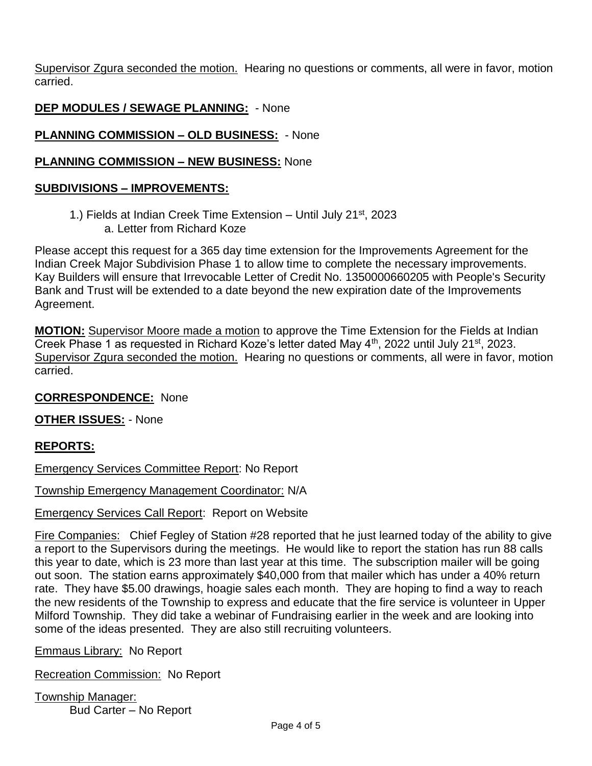Supervisor Zgura seconded the motion. Hearing no questions or comments, all were in favor, motion carried.

**DEP MODULES / SEWAGE PLANNING:** - None

**PLANNING COMMISSION – OLD BUSINESS:** - None

**PLANNING COMMISSION – NEW BUSINESS:** None

**SUBDIVISIONS – IMPROVEMENTS:**

1.) Fields at Indian Creek Time Extension – Until July 21st, 2023
   a. Letter from Richard Koze

Please accept this request for a 365 day time extension for the Improvements Agreement for the Indian Creek Major Subdivision Phase 1 to allow time to complete the necessary improvements. Kay Builders will ensure that Irrevocable Letter of Credit No. 1350000660205 with People's Security Bank and Trust will be extended to a date beyond the new expiration date of the Improvements Agreement.

**MOTION:** Supervisor Moore made a motion to approve the Time Extension for the Fields at Indian Creek Phase 1 as requested in Richard Koze's letter dated May 4th, 2022 until July 21st, 2023. Supervisor Zgura seconded the motion. Hearing no questions or comments, all were in favor, motion carried.

**CORRESPONDENCE:** None

**OTHER ISSUES:** - None

**REPORTS:**

Emergency Services Committee Report: No Report

Township Emergency Management Coordinator: N/A

Emergency Services Call Report: Report on Website

Fire Companies: Chief Fegley of Station #28 reported that he just learned today of the ability to give a report to the Supervisors during the meetings. He would like to report the station has run 88 calls this year to date, which is 23 more than last year at this time. The subscription mailer will be going out soon. The station earns approximately $40,000 from that mailer which has under a 40% return rate. They have $5.00 drawings, hoagie sales each month. They are hoping to find a way to reach the new residents of the Township to express and educate that the fire service is volunteer in Upper Milford Township. They did take a webinar of Fundraising earlier in the week and are looking into some of the ideas presented. They are also still recruiting volunteers.

Emmaus Library: No Report

Recreation Commission: No Report

Township Manager:
   Bud Carter – No Report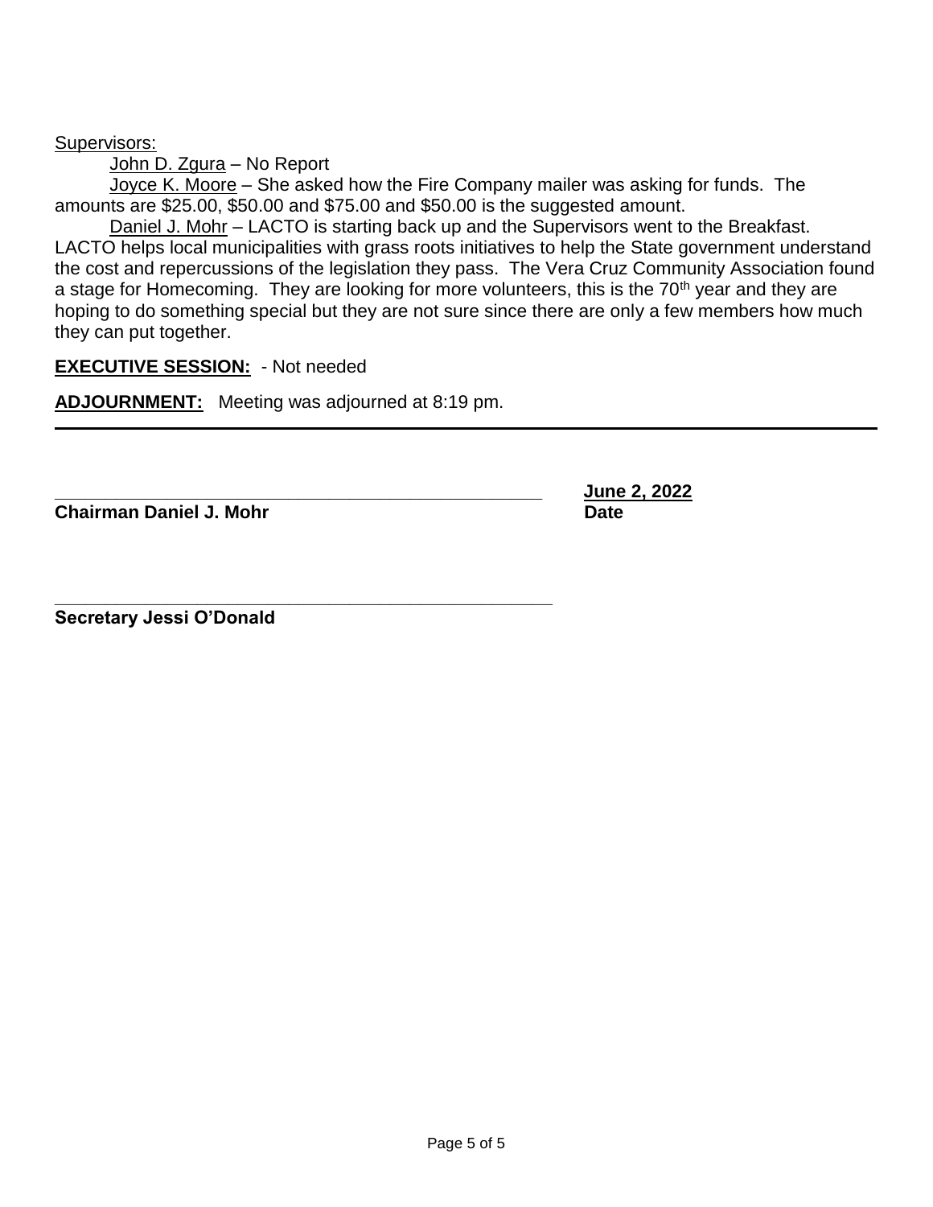Supervisors:

John D. Zgura – No Report

Joyce K. Moore – She asked how the Fire Company mailer was asking for funds. The amounts are $25.00, $50.00 and $75.00 and $50.00 is the suggested amount.

Daniel J. Mohr – LACTO is starting back up and the Supervisors went to the Breakfast. LACTO helps local municipalities with grass roots initiatives to help the State government understand the cost and repercussions of the legislation they pass. The Vera Cruz Community Association found a stage for Homecoming. They are looking for more volunteers, this is the 70th year and they are hoping to do something special but they are not sure since there are only a few members how much they can put together.

**EXECUTIVE SESSION:** - Not needed

**ADJOURNMENT:** Meeting was adjourned at 8:19 pm.

---

\_\_\_\_\_\_\_\_\_\_\_\_\_\_\_\_\_\_\_\_\_\_\_\_\_\_\_\_\_\_\_\_\_\_\_\_\_\_\_\_\_\_\_\_\_\_\_\_ **June 2, 2022**

**Chairman Daniel J. Mohr** **Date**

\_\_\_\_\_\_\_\_\_\_\_\_\_\_\_\_\_\_\_\_\_\_\_\_\_\_\_\_\_\_\_\_\_\_\_\_\_\_\_\_\_\_\_\_\_\_\_\_

**Secretary Jessi O'Donald**